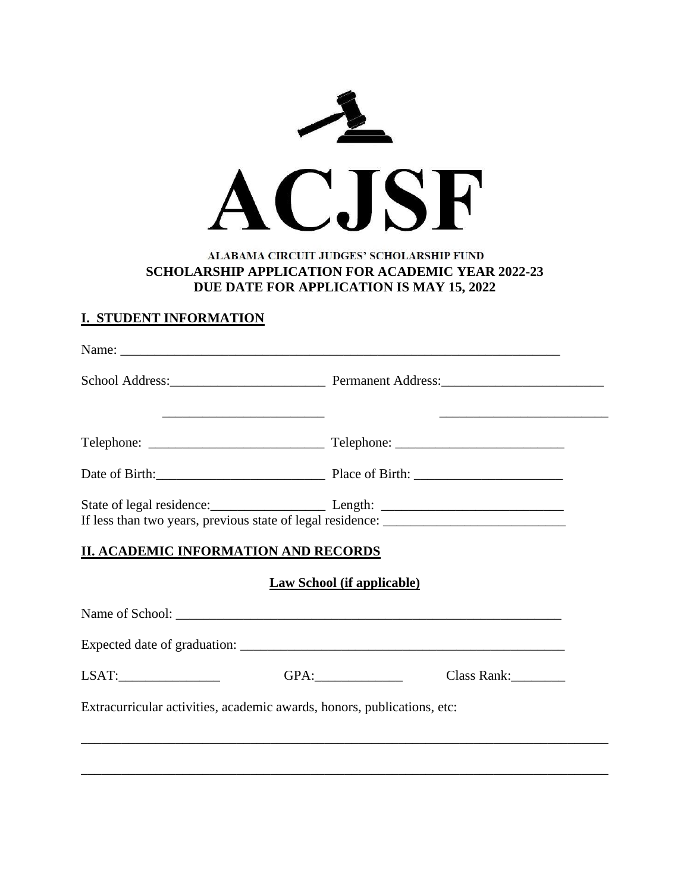# ACJSF

**ALABAMA CIRCUIT JUDGES' SCHOLARSHIP FUND**
**SCHOLARSHIP APPLICATION FOR ACADEMIC YEAR 2022-23**
**DUE DATE FOR APPLICATION IS MAY 15, 2022**

## I. STUDENT INFORMATION

Name: ____________________________________________________________________

School Address:________________________ Permanent Address:________________________

________________________ ________________________

Telephone: __________________________ Telephone: _________________________

Date of Birth:_________________________ Place of Birth: ______________________

State of legal residence:_________________ Length: __________________________

If less than two years, previous state of legal residence: __________________________

## II. ACADEMIC INFORMATION AND RECORDS

### Law School (if applicable)

Name of School: __________________________________________________________

Expected date of graduation: ______________________________________________

LSAT:_______________ GPA:_____________ Class Rank:________

Extracurricular activities, academic awards, honors, publications, etc:

_______________________________________________________________________________

_______________________________________________________________________________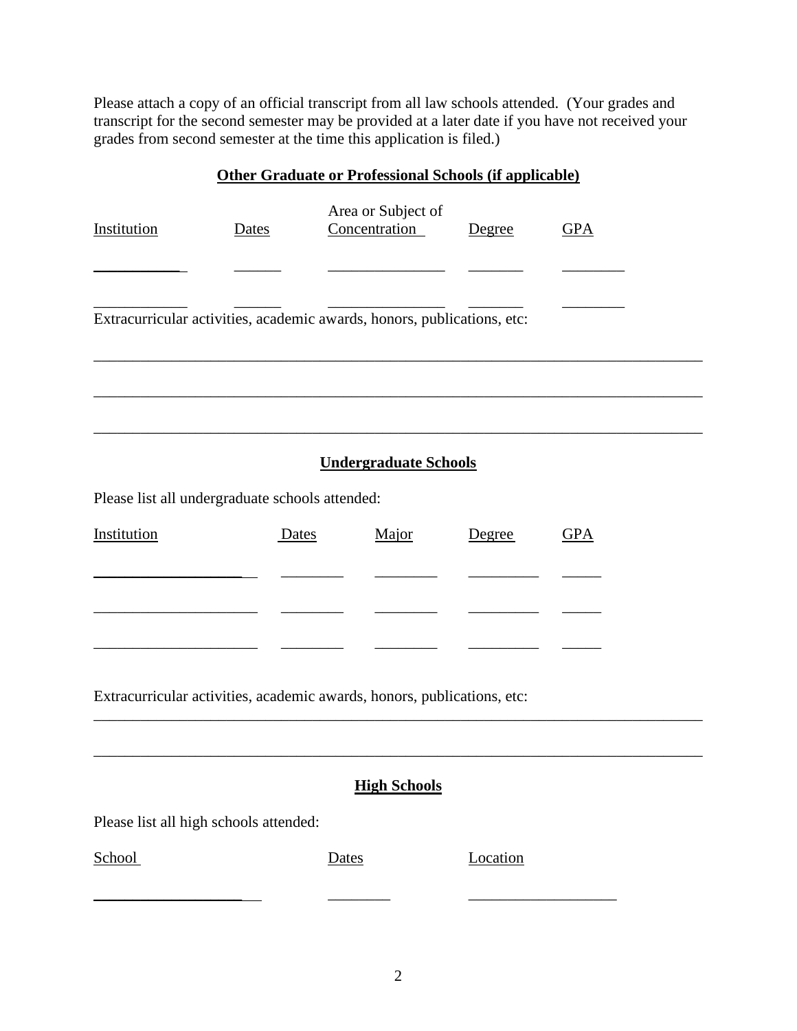Please attach a copy of an official transcript from all law schools attended. (Your grades and transcript for the second semester may be provided at a later date if you have not received your grades from second semester at the time this application is filed.)

## Other Graduate or Professional Schools (if applicable)

| Institution | Dates | Area or Subject of Concentration | Degree | GPA |
|---|---|---|---|---|
| ____________ | ______ | _______________ | _______ | ________ |
| ____________ | ______ | _______________ | _______ | ________ |

Extracurricular activities, academic awards, honors, publications, etc:

_______________________________________________________________________________

_______________________________________________________________________________

_______________________________________________________________________________

## Undergraduate Schools

Please list all undergraduate schools attended:

| Institution | Dates | Major | Degree | GPA |
|---|---|---|---|---|
| _____________________ | ________ | ________ | _________ | _____ |
| _____________________ | ________ | ________ | _________ | _____ |
| _____________________ | ________ | ________ | _________ | _____ |

Extracurricular activities, academic awards, honors, publications, etc:

_______________________________________________________________________________

_______________________________________________________________________________

## High Schools

Please list all high schools attended:

| School | Dates | Location |
|---|---|---|
| _____________________ | ________ | ___________________ |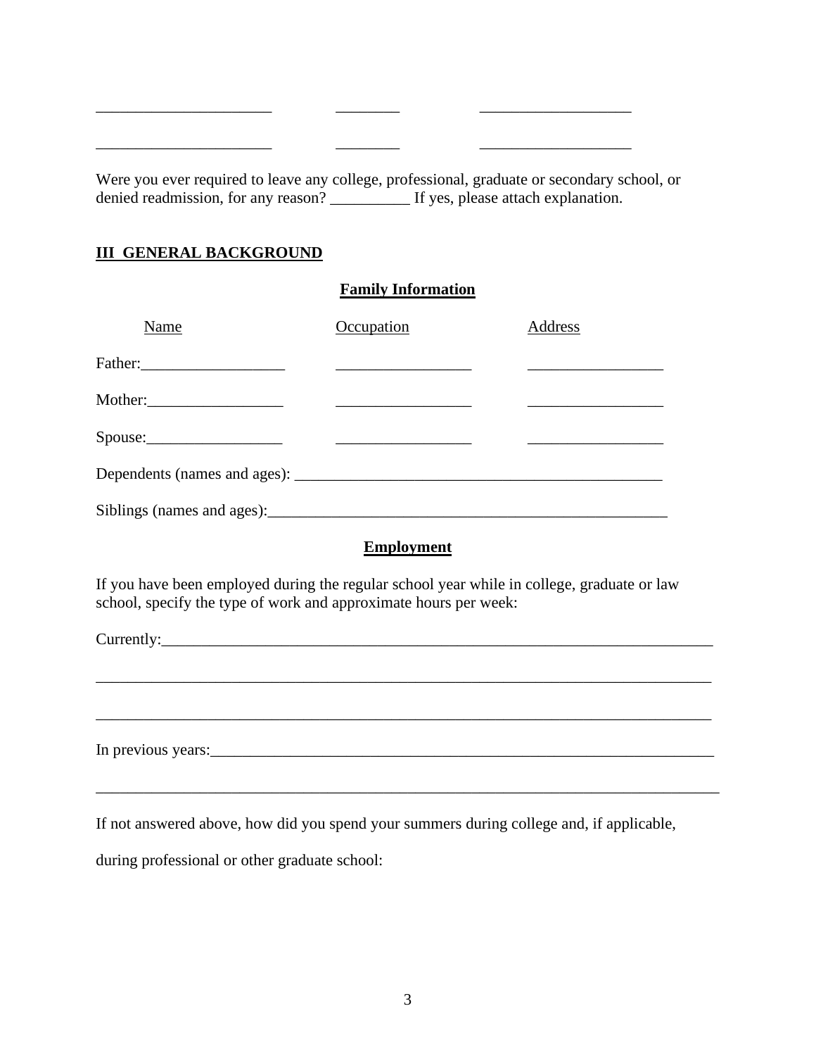______________________ ________ ___________________

______________________ ________ ___________________

Were you ever required to leave any college, professional, graduate or secondary school, or denied readmission, for any reason? __________ If yes, please attach explanation.

## **III GENERAL BACKGROUND**

### **Family Information**

| Name | Occupation | Address |
| --- | --- | --- |
| Father:__________________ | _________________ | _________________ |
| Mother:_________________ | _________________ | _________________ |
| Spouse:_________________ | _________________ | _________________ |

Dependents (names and ages): _______________________________________________

Siblings (names and ages):__________________________________________________

### **Employment**

If you have been employed during the regular school year while in college, graduate or law school, specify the type of work and approximate hours per week:

Currently:_______________________________________________________________________

_________________________________________________________________________________

_________________________________________________________________________________

In previous years:________________________________________________________________

_________________________________________________________________________________

If not answered above, how did you spend your summers during college and, if applicable,

during professional or other graduate school: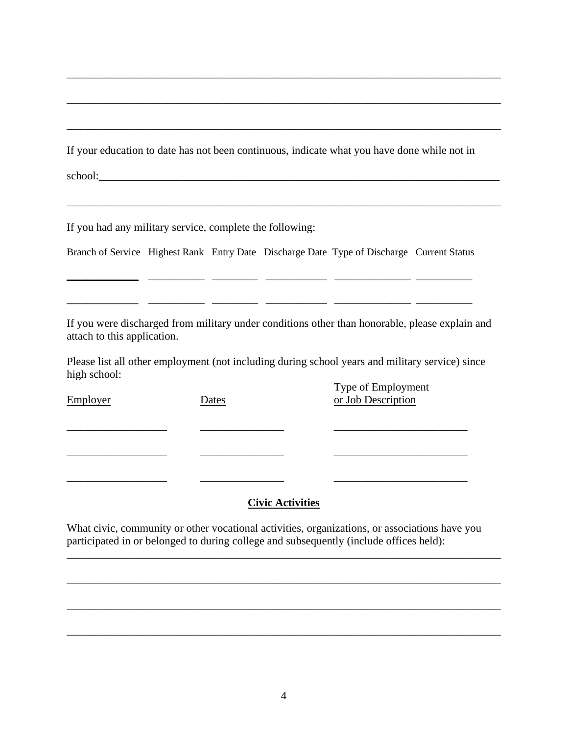\_\_\_\_\_\_\_\_\_\_\_\_\_\_\_\_\_\_\_\_\_\_\_\_\_\_\_\_\_\_\_\_\_\_\_\_\_\_\_\_\_\_\_\_\_\_\_\_\_\_\_\_\_\_\_\_\_\_\_\_\_\_\_\_\_\_\_\_\_\_\_\_\_\_\_\_

\_\_\_\_\_\_\_\_\_\_\_\_\_\_\_\_\_\_\_\_\_\_\_\_\_\_\_\_\_\_\_\_\_\_\_\_\_\_\_\_\_\_\_\_\_\_\_\_\_\_\_\_\_\_\_\_\_\_\_\_\_\_\_\_\_\_\_\_\_\_\_\_\_\_\_\_

\_\_\_\_\_\_\_\_\_\_\_\_\_\_\_\_\_\_\_\_\_\_\_\_\_\_\_\_\_\_\_\_\_\_\_\_\_\_\_\_\_\_\_\_\_\_\_\_\_\_\_\_\_\_\_\_\_\_\_\_\_\_\_\_\_\_\_\_\_\_\_\_\_\_\_\_

If your education to date has not been continuous, indicate what you have done while not in

school:\_\_\_\_\_\_\_\_\_\_\_\_\_\_\_\_\_\_\_\_\_\_\_\_\_\_\_\_\_\_\_\_\_\_\_\_\_\_\_\_\_\_\_\_\_\_\_\_\_\_\_\_\_\_\_\_\_\_\_\_\_\_\_\_\_\_\_\_\_

\_\_\_\_\_\_\_\_\_\_\_\_\_\_\_\_\_\_\_\_\_\_\_\_\_\_\_\_\_\_\_\_\_\_\_\_\_\_\_\_\_\_\_\_\_\_\_\_\_\_\_\_\_\_\_\_\_\_\_\_\_\_\_\_\_\_\_\_\_\_\_\_\_\_\_\_

If you had any military service, complete the following:

| Branch of Service | Highest Rank | Entry Date | Discharge Date | Type of Discharge | Current Status |
|---|---|---|---|---|---|
| | | | | | |
| | | | | | |

If you were discharged from military under conditions other than honorable, please explain and attach to this application.

Please list all other employment (not including during school years and military service) since high school:

| Employer | Dates | Type of Employment or Job Description |
|---|---|---|
| | | |
| | | |
| | | |

## Civic Activities

What civic, community or other vocational activities, organizations, or associations have you participated in or belonged to during college and subsequently (include offices held):

\_\_\_\_\_\_\_\_\_\_\_\_\_\_\_\_\_\_\_\_\_\_\_\_\_\_\_\_\_\_\_\_\_\_\_\_\_\_\_\_\_\_\_\_\_\_\_\_\_\_\_\_\_\_\_\_\_\_\_\_\_\_\_\_\_\_\_\_\_\_\_\_\_\_\_\_

\_\_\_\_\_\_\_\_\_\_\_\_\_\_\_\_\_\_\_\_\_\_\_\_\_\_\_\_\_\_\_\_\_\_\_\_\_\_\_\_\_\_\_\_\_\_\_\_\_\_\_\_\_\_\_\_\_\_\_\_\_\_\_\_\_\_\_\_\_\_\_\_\_\_\_\_

\_\_\_\_\_\_\_\_\_\_\_\_\_\_\_\_\_\_\_\_\_\_\_\_\_\_\_\_\_\_\_\_\_\_\_\_\_\_\_\_\_\_\_\_\_\_\_\_\_\_\_\_\_\_\_\_\_\_\_\_\_\_\_\_\_\_\_\_\_\_\_\_\_\_\_\_

\_\_\_\_\_\_\_\_\_\_\_\_\_\_\_\_\_\_\_\_\_\_\_\_\_\_\_\_\_\_\_\_\_\_\_\_\_\_\_\_\_\_\_\_\_\_\_\_\_\_\_\_\_\_\_\_\_\_\_\_\_\_\_\_\_\_\_\_\_\_\_\_\_\_\_\_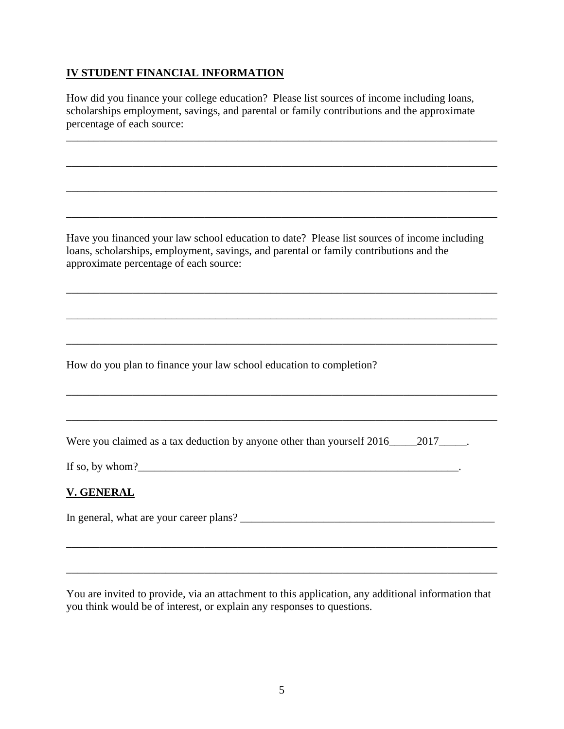## IV STUDENT FINANCIAL INFORMATION

How did you finance your college education? Please list sources of income including loans, scholarships employment, savings, and parental or family contributions and the approximate percentage of each source:

\_\_\_\_\_\_\_\_\_\_\_\_\_\_\_\_\_\_\_\_\_\_\_\_\_\_\_\_\_\_\_\_\_\_\_\_\_\_\_\_\_\_\_\_\_\_\_\_\_\_\_\_\_\_\_\_\_\_\_\_\_\_\_\_\_\_\_\_\_\_\_\_\_\_\_\_\_\_

\_\_\_\_\_\_\_\_\_\_\_\_\_\_\_\_\_\_\_\_\_\_\_\_\_\_\_\_\_\_\_\_\_\_\_\_\_\_\_\_\_\_\_\_\_\_\_\_\_\_\_\_\_\_\_\_\_\_\_\_\_\_\_\_\_\_\_\_\_\_\_\_\_\_\_\_\_\_

\_\_\_\_\_\_\_\_\_\_\_\_\_\_\_\_\_\_\_\_\_\_\_\_\_\_\_\_\_\_\_\_\_\_\_\_\_\_\_\_\_\_\_\_\_\_\_\_\_\_\_\_\_\_\_\_\_\_\_\_\_\_\_\_\_\_\_\_\_\_\_\_\_\_\_\_\_\_

\_\_\_\_\_\_\_\_\_\_\_\_\_\_\_\_\_\_\_\_\_\_\_\_\_\_\_\_\_\_\_\_\_\_\_\_\_\_\_\_\_\_\_\_\_\_\_\_\_\_\_\_\_\_\_\_\_\_\_\_\_\_\_\_\_\_\_\_\_\_\_\_\_\_\_\_\_\_

Have you financed your law school education to date? Please list sources of income including loans, scholarships, employment, savings, and parental or family contributions and the approximate percentage of each source:

\_\_\_\_\_\_\_\_\_\_\_\_\_\_\_\_\_\_\_\_\_\_\_\_\_\_\_\_\_\_\_\_\_\_\_\_\_\_\_\_\_\_\_\_\_\_\_\_\_\_\_\_\_\_\_\_\_\_\_\_\_\_\_\_\_\_\_\_\_\_\_\_\_\_\_\_\_\_

\_\_\_\_\_\_\_\_\_\_\_\_\_\_\_\_\_\_\_\_\_\_\_\_\_\_\_\_\_\_\_\_\_\_\_\_\_\_\_\_\_\_\_\_\_\_\_\_\_\_\_\_\_\_\_\_\_\_\_\_\_\_\_\_\_\_\_\_\_\_\_\_\_\_\_\_\_\_

\_\_\_\_\_\_\_\_\_\_\_\_\_\_\_\_\_\_\_\_\_\_\_\_\_\_\_\_\_\_\_\_\_\_\_\_\_\_\_\_\_\_\_\_\_\_\_\_\_\_\_\_\_\_\_\_\_\_\_\_\_\_\_\_\_\_\_\_\_\_\_\_\_\_\_\_\_\_

How do you plan to finance your law school education to completion?

\_\_\_\_\_\_\_\_\_\_\_\_\_\_\_\_\_\_\_\_\_\_\_\_\_\_\_\_\_\_\_\_\_\_\_\_\_\_\_\_\_\_\_\_\_\_\_\_\_\_\_\_\_\_\_\_\_\_\_\_\_\_\_\_\_\_\_\_\_\_\_\_\_\_\_\_\_\_

\_\_\_\_\_\_\_\_\_\_\_\_\_\_\_\_\_\_\_\_\_\_\_\_\_\_\_\_\_\_\_\_\_\_\_\_\_\_\_\_\_\_\_\_\_\_\_\_\_\_\_\_\_\_\_\_\_\_\_\_\_\_\_\_\_\_\_\_\_\_\_\_\_\_\_\_\_\_

Were you claimed as a tax deduction by anyone other than yourself 2016\_\_\_\_\_2017\_\_\_\_\_.

If so, by whom?\_\_\_\_\_\_\_\_\_\_\_\_\_\_\_\_\_\_\_\_\_\_\_\_\_\_\_\_\_\_\_\_\_\_\_\_\_\_\_\_\_\_\_\_\_\_\_\_\_\_\_\_\_\_\_\_\_\_\_\_\_\_.

## V. GENERAL

In general, what are your career plans? \_\_\_\_\_\_\_\_\_\_\_\_\_\_\_\_\_\_\_\_\_\_\_\_\_\_\_\_\_\_\_\_\_\_\_\_\_\_\_\_\_\_\_\_\_\_\_

\_\_\_\_\_\_\_\_\_\_\_\_\_\_\_\_\_\_\_\_\_\_\_\_\_\_\_\_\_\_\_\_\_\_\_\_\_\_\_\_\_\_\_\_\_\_\_\_\_\_\_\_\_\_\_\_\_\_\_\_\_\_\_\_\_\_\_\_\_\_\_\_\_\_\_\_\_\_

\_\_\_\_\_\_\_\_\_\_\_\_\_\_\_\_\_\_\_\_\_\_\_\_\_\_\_\_\_\_\_\_\_\_\_\_\_\_\_\_\_\_\_\_\_\_\_\_\_\_\_\_\_\_\_\_\_\_\_\_\_\_\_\_\_\_\_\_\_\_\_\_\_\_\_\_\_\_

You are invited to provide, via an attachment to this application, any additional information that you think would be of interest, or explain any responses to questions.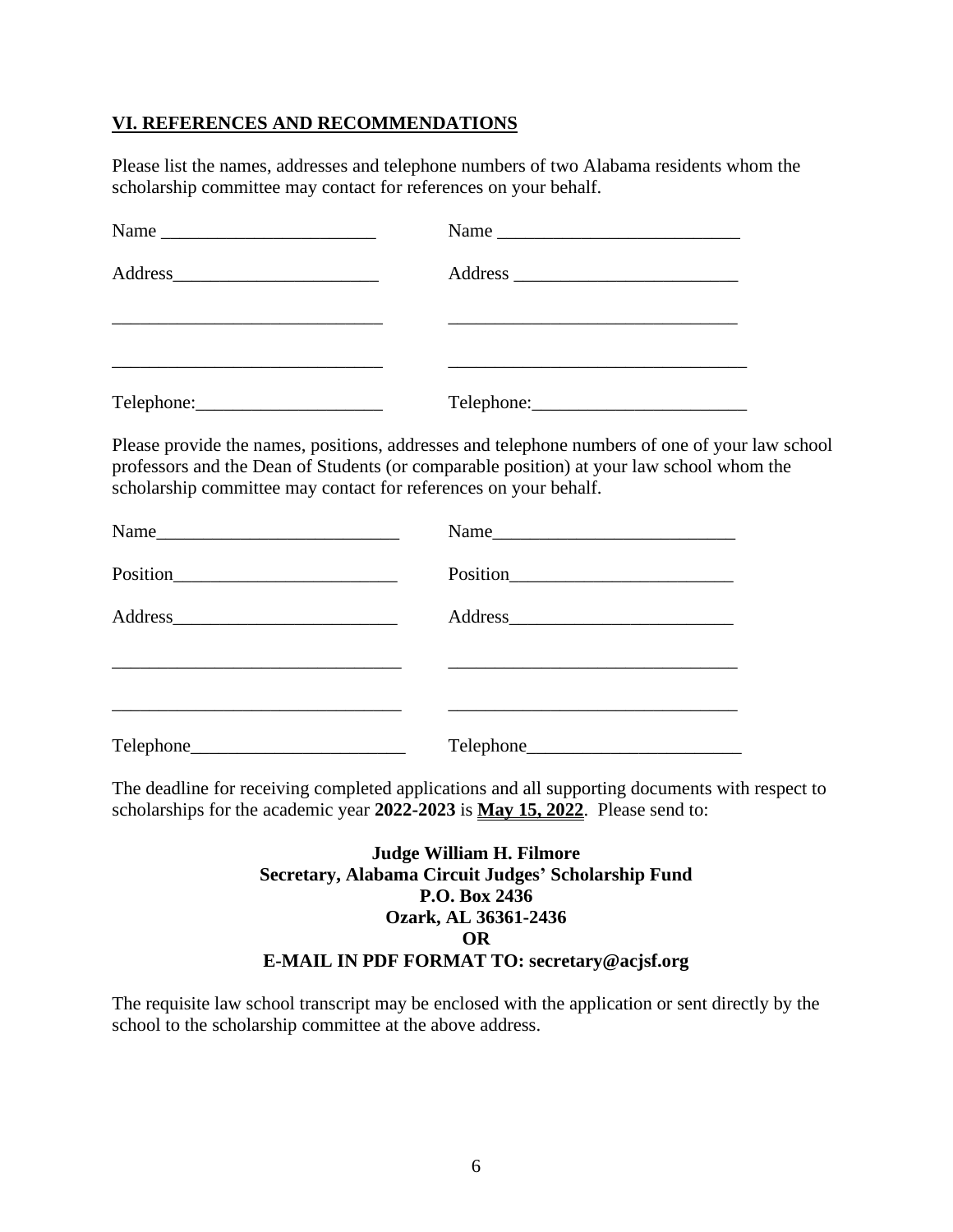## VI. REFERENCES AND RECOMMENDATIONS

Please list the names, addresses and telephone numbers of two Alabama residents whom the scholarship committee may contact for references on your behalf.

| | |
|---|---|
| Name _______________________ | Name __________________________ |
| Address______________________ | Address ________________________ |
| _____________________________ | _______________________________ |
| _____________________________ | ________________________________ |
| Telephone:____________________ | Telephone:_______________________ |

Please provide the names, positions, addresses and telephone numbers of one of your law school professors and the Dean of Students (or comparable position) at your law school whom the scholarship committee may contact for references on your behalf.

| | |
|---|---|
| Name__________________________ | Name__________________________ |
| Position________________________ | Position________________________ |
| Address________________________ | Address________________________ |
| _______________________________ | _______________________________ |
| _______________________________ | _______________________________ |
| Telephone_______________________ | Telephone_______________________ |

The deadline for receiving completed applications and all supporting documents with respect to scholarships for the academic year **2022-2023** is **May 15, 2022**. Please send to:

**Judge William H. Filmore**
**Secretary, Alabama Circuit Judges' Scholarship Fund**
**P.O. Box 2436**
**Ozark, AL 36361-2436**
**OR**
**E-MAIL IN PDF FORMAT TO: secretary@acjsf.org**

The requisite law school transcript may be enclosed with the application or sent directly by the school to the scholarship committee at the above address.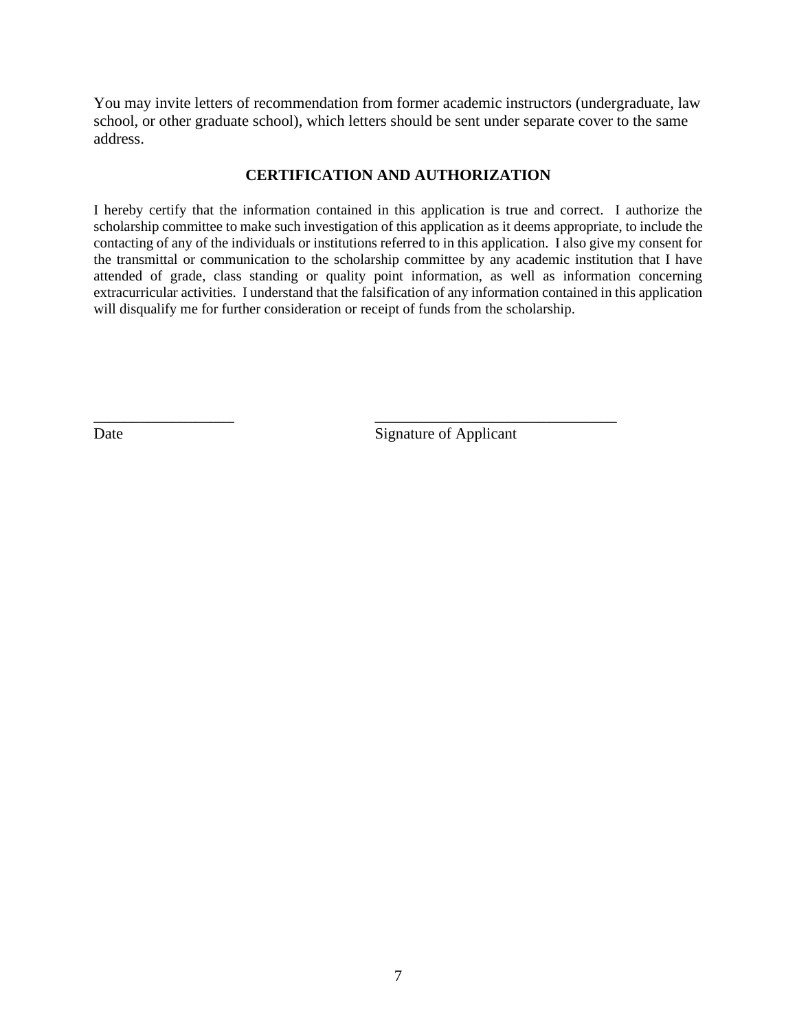You may invite letters of recommendation from former academic instructors (undergraduate, law school, or other graduate school), which letters should be sent under separate cover to the same address.

## CERTIFICATION AND AUTHORIZATION

I hereby certify that the information contained in this application is true and correct. I authorize the scholarship committee to make such investigation of this application as it deems appropriate, to include the contacting of any of the individuals or institutions referred to in this application. I also give my consent for the transmittal or communication to the scholarship committee by any academic institution that I have attended of grade, class standing or quality point information, as well as information concerning extracurricular activities. I understand that the falsification of any information contained in this application will disqualify me for further consideration or receipt of funds from the scholarship.

\_\_\_\_\_\_\_\_\_\_\_\_\_\_\_\_\_\_ \_\_\_\_\_\_\_\_\_\_\_\_\_\_\_\_\_\_\_\_\_\_\_\_\_\_\_\_\_\_\_\_

Date Signature of Applicant